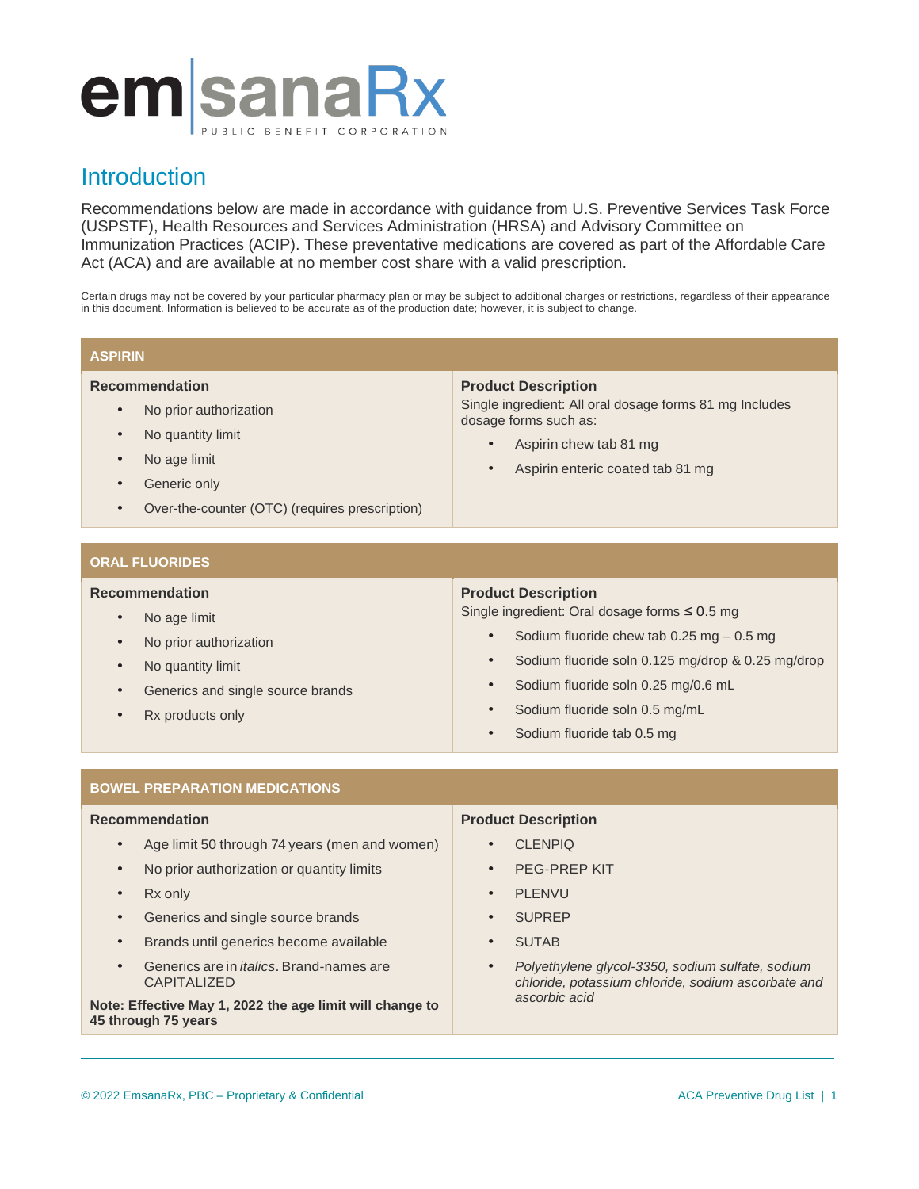# emsanaRx

PUBLIC BENEFIT CORPORATION

## Introduction

Recommendations below are made in accordance with guidance from U.S. Preventive Services Task Force (USPSTF), Health Resources and Services Administration (HRSA) and Advisory Committee on Immunization Practices (ACIP). These preventative medications are covered as part of the Affordable Care Act (ACA) and are available at no member cost share with a valid prescription.

Certain drugs may not be covered by your particular pharmacy plan or may be subject to additional charges or restrictions, regardless of their appearance in this document. Information is believed to be accurate as of the production date; however, it is subject to change.

### ASPIRIN

**Recommendation**

- No prior authorization
- No quantity limit
- No age limit
- Generic only
- Over-the-counter (OTC) (requires prescription)

**Product Description**

Single ingredient: All oral dosage forms 81 mg Includes dosage forms such as:

- Aspirin chew tab 81 mg
- Aspirin enteric coated tab 81 mg

### ORAL FLUORIDES

**Recommendation**

- No age limit
- No prior authorization
- No quantity limit
- Generics and single source brands
- Rx products only

**Product Description**

Single ingredient: Oral dosage forms ≤ 0.5 mg

- Sodium fluoride chew tab 0.25 mg – 0.5 mg
- Sodium fluoride soln 0.125 mg/drop & 0.25 mg/drop
- Sodium fluoride soln 0.25 mg/0.6 mL
- Sodium fluoride soln 0.5 mg/mL
- Sodium fluoride tab 0.5 mg

### BOWEL PREPARATION MEDICATIONS

**Recommendation**

- Age limit 50 through 74 years (men and women)
- No prior authorization or quantity limits
- Rx only
- Generics and single source brands
- Brands until generics become available
- Generics are in *italics*. Brand-names are CAPITALIZED

**Note: Effective May 1, 2022 the age limit will change to 45 through 75 years**

**Product Description**

- CLENPIQ
- PEG-PREP KIT
- PLENVU
- SUPREP
- SUTAB
- *Polyethylene glycol-3350, sodium sulfate, sodium chloride, potassium chloride, sodium ascorbate and ascorbic acid*

© 2022 EmsanaRx, PBC – Proprietary & Confidential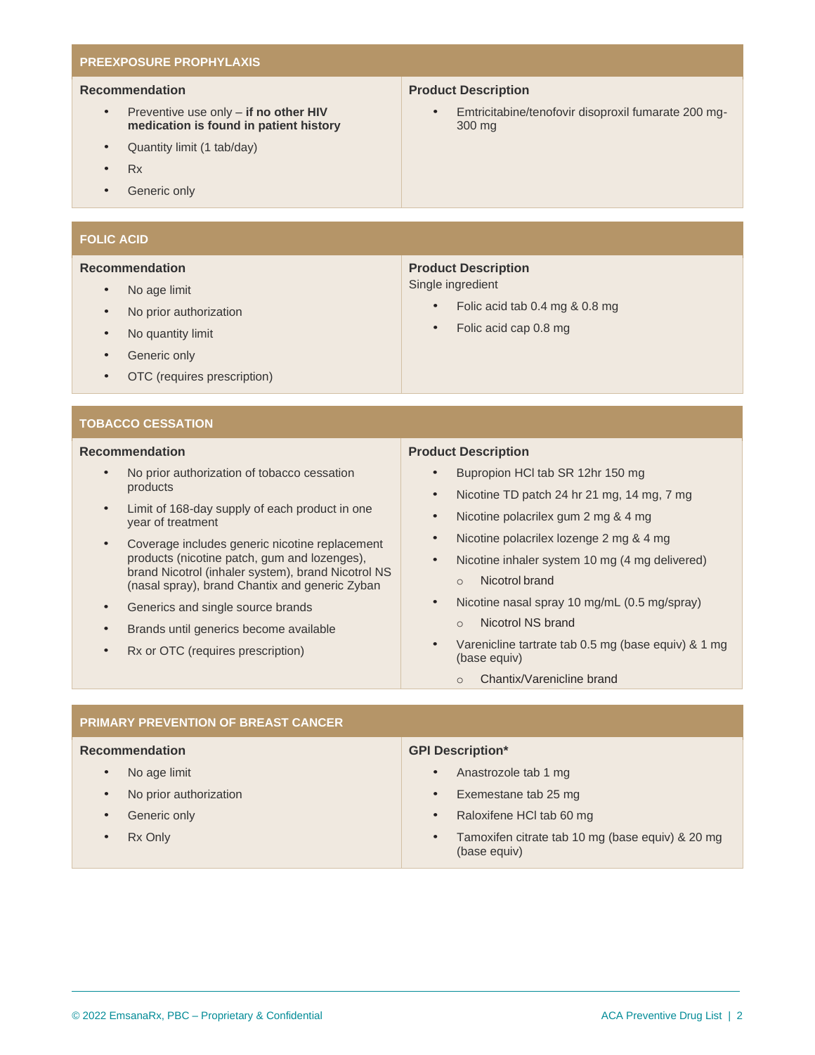## PREEXPOSURE PROPHYLAXIS

| Recommendation | Product Description |
|---|---|
| • Preventive use only – **if no other HIV medication is found in patient history**<br>• Quantity limit (1 tab/day)<br>• Rx<br>• Generic only | • Emtricitabine/tenofovir disoproxil fumarate 200 mg-300 mg |

## FOLIC ACID

| Recommendation | Product Description |
|---|---|
| • No age limit<br>• No prior authorization<br>• No quantity limit<br>• Generic only<br>• OTC (requires prescription) | Single ingredient<br>• Folic acid tab 0.4 mg & 0.8 mg<br>• Folic acid cap 0.8 mg |

## TOBACCO CESSATION

| Recommendation | Product Description |
|---|---|
| • No prior authorization of tobacco cessation products<br>• Limit of 168-day supply of each product in one year of treatment<br>• Coverage includes generic nicotine replacement products (nicotine patch, gum and lozenges), brand Nicotrol (inhaler system), brand Nicotrol NS (nasal spray), brand Chantix and generic Zyban<br>• Generics and single source brands<br>• Brands until generics become available<br>• Rx or OTC (requires prescription) | • Bupropion HCl tab SR 12hr 150 mg<br>• Nicotine TD patch 24 hr 21 mg, 14 mg, 7 mg<br>• Nicotine polacrilex gum 2 mg & 4 mg<br>• Nicotine polacrilex lozenge 2 mg & 4 mg<br>• Nicotine inhaler system 10 mg (4 mg delivered)<br>&nbsp;&nbsp;&nbsp;&nbsp;○ Nicotrol brand<br>• Nicotine nasal spray 10 mg/mL (0.5 mg/spray)<br>&nbsp;&nbsp;&nbsp;&nbsp;○ Nicotrol NS brand<br>• Varenicline tartrate tab 0.5 mg (base equiv) & 1 mg (base equiv)<br>&nbsp;&nbsp;&nbsp;&nbsp;○ Chantix/Varenicline brand |

## PRIMARY PREVENTION OF BREAST CANCER

| Recommendation | GPI Description* |
|---|---|
| • No age limit<br>• No prior authorization<br>• Generic only<br>• Rx Only | • Anastrozole tab 1 mg<br>• Exemestane tab 25 mg<br>• Raloxifene HCl tab 60 mg<br>• Tamoxifen citrate tab 10 mg (base equiv) & 20 mg (base equiv) |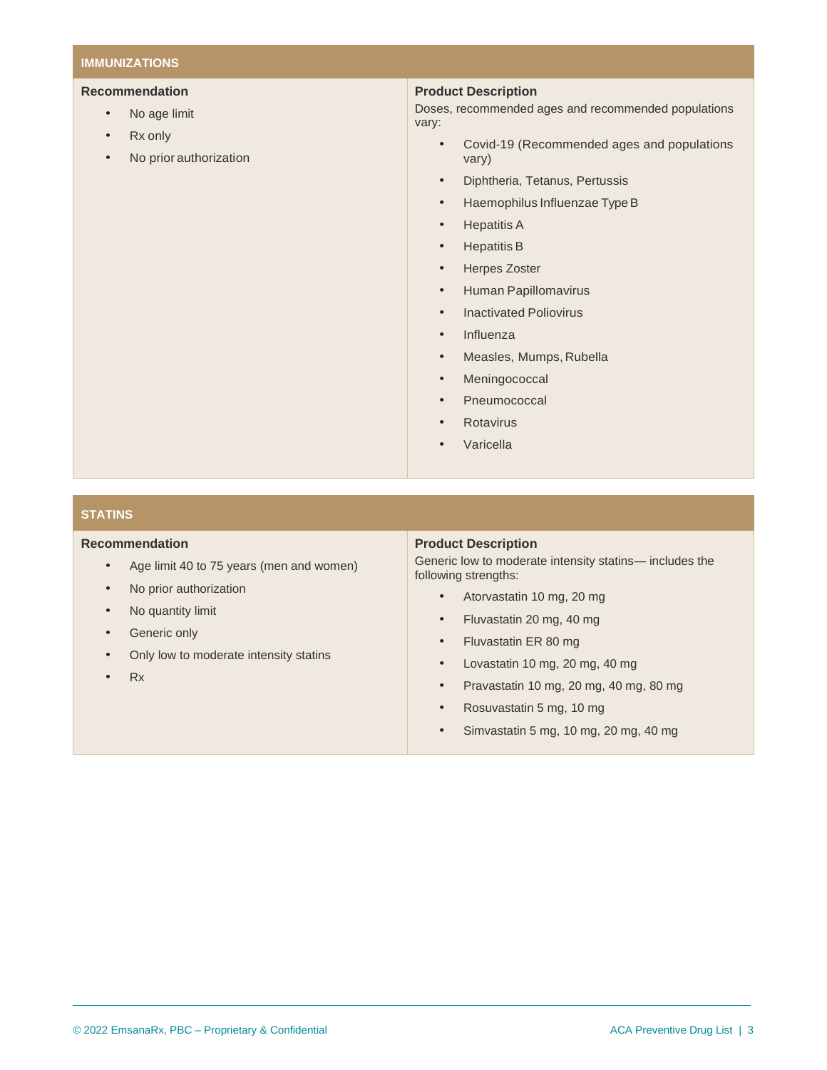## IMMUNIZATIONS

**Recommendation**

- No age limit
- Rx only
- No prior authorization

**Product Description**

Doses, recommended ages and recommended populations vary:

- Covid-19 (Recommended ages and populations vary)
- Diphtheria, Tetanus, Pertussis
- Haemophilus Influenzae Type B
- Hepatitis A
- Hepatitis B
- Herpes Zoster
- Human Papillomavirus
- Inactivated Poliovirus
- Influenza
- Measles, Mumps, Rubella
- Meningococcal
- Pneumococcal
- Rotavirus
- Varicella

## STATINS

**Recommendation**

- Age limit 40 to 75 years (men and women)
- No prior authorization
- No quantity limit
- Generic only
- Only low to moderate intensity statins
- Rx

**Product Description**

Generic low to moderate intensity statins— includes the following strengths:

- Atorvastatin 10 mg, 20 mg
- Fluvastatin 20 mg, 40 mg
- Fluvastatin ER 80 mg
- Lovastatin 10 mg, 20 mg, 40 mg
- Pravastatin 10 mg, 20 mg, 40 mg, 80 mg
- Rosuvastatin 5 mg, 10 mg
- Simvastatin 5 mg, 10 mg, 20 mg, 40 mg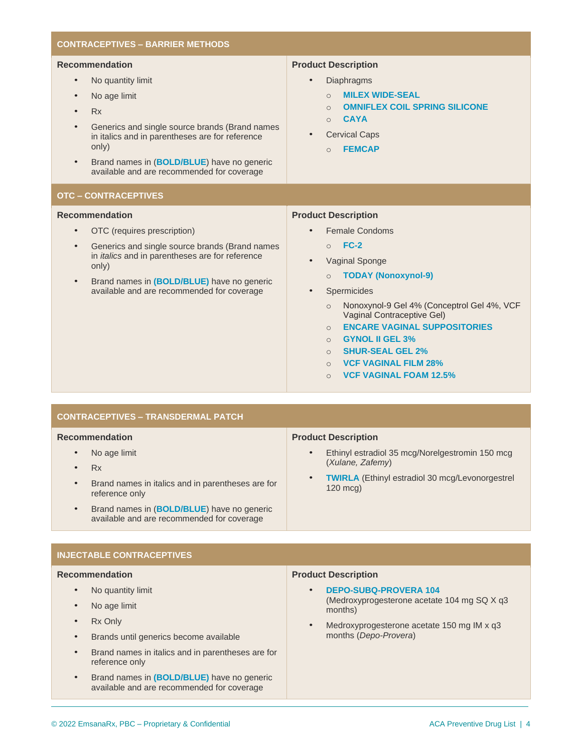## CONTRACEPTIVES – BARRIER METHODS

| Recommendation | Product Description |
|---|---|
| • No quantity limit<br>• No age limit<br>• Rx<br>• Generics and single source brands (Brand names in italics and in parentheses are for reference only)<br>• Brand names in (**BOLD/BLUE**) have no generic available and are recommended for coverage | • Diaphragms<br>  ○ **MILEX WIDE-SEAL**<br>  ○ **OMNIFLEX COIL SPRING SILICONE**<br>  ○ **CAYA**<br>• Cervical Caps<br>  ○ **FEMCAP** |

## OTC – CONTRACEPTIVES

| Recommendation | Product Description |
|---|---|
| • OTC (requires prescription)<br>• Generics and single source brands (Brand names in *italics* and in parentheses are for reference only)<br>• Brand names in **(BOLD/BLUE)** have no generic available and are recommended for coverage | • Female Condoms<br>  ○ **FC-2**<br>• Vaginal Sponge<br>  ○ **TODAY (Nonoxynol-9)**<br>• Spermicides<br>  ○ Nonoxynol-9 Gel 4% (Conceptrol Gel 4%, VCF Vaginal Contraceptive Gel)<br>  ○ **ENCARE VAGINAL SUPPOSITORIES**<br>  ○ **GYNOL II GEL 3%**<br>  ○ **SHUR-SEAL GEL 2%**<br>  ○ **VCF VAGINAL FILM 28%**<br>  ○ **VCF VAGINAL FOAM 12.5%** |

## CONTRACEPTIVES – TRANSDERMAL PATCH

| Recommendation | Product Description |
|---|---|
| • No age limit<br>• Rx<br>• Brand names in italics and in parentheses are for reference only<br>• Brand names in (**BOLD/BLUE**) have no generic available and are recommended for coverage | • Ethinyl estradiol 35 mcg/Norelgestromin 150 mcg (*Xulane, Zafemy*)<br>• **TWIRLA** (Ethinyl estradiol 30 mcg/Levonorgestrel 120 mcg) |

## INJECTABLE CONTRACEPTIVES

| Recommendation | Product Description |
|---|---|
| • No quantity limit<br>• No age limit<br>• Rx Only<br>• Brands until generics become available<br>• Brand names in italics and in parentheses are for reference only<br>• Brand names in **(BOLD/BLUE)** have no generic available and are recommended for coverage | • **DEPO-SUBQ-PROVERA 104** (Medroxyprogesterone acetate 104 mg SQ X q3 months)<br>• Medroxyprogesterone acetate 150 mg IM x q3 months (*Depo-Provera*) |

© 2022 EmsanaRx, PBC – Proprietary & Confidential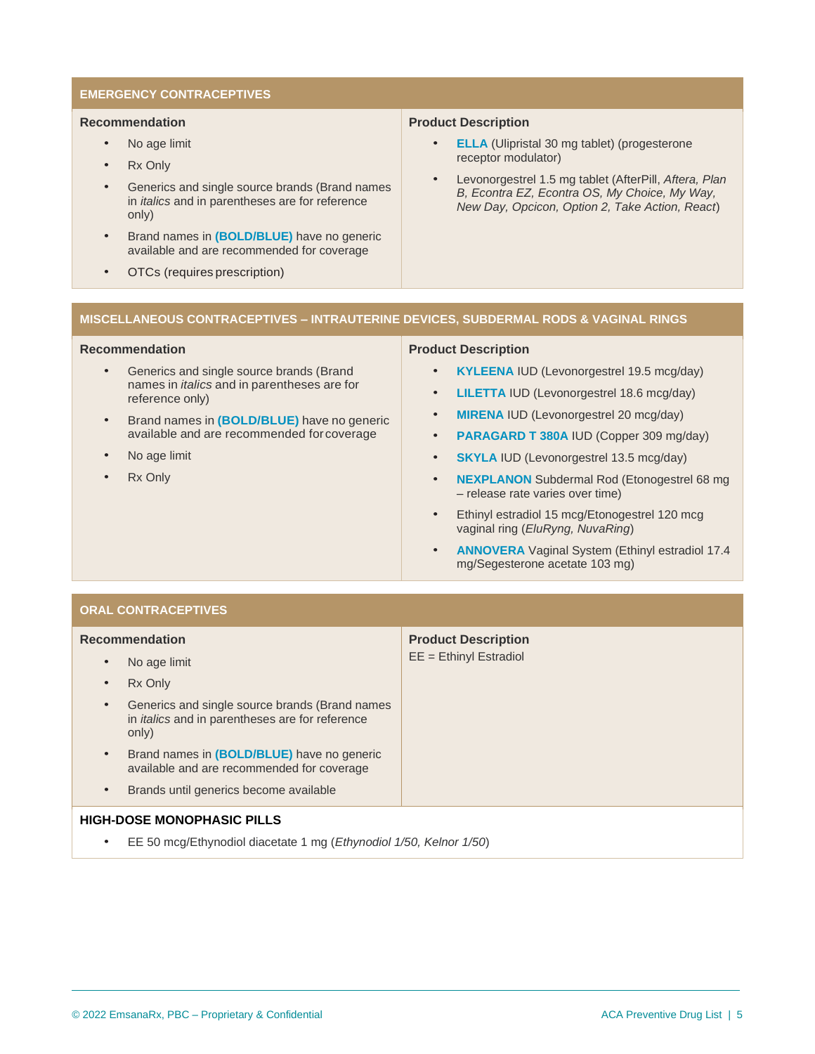## EMERGENCY CONTRACEPTIVES

| Recommendation | Product Description |
| --- | --- |
| • No age limit<br>• Rx Only<br>• Generics and single source brands (Brand names in *italics* and in parentheses are for reference only)<br>• Brand names in **(BOLD/BLUE)** have no generic available and are recommended for coverage<br>• OTCs (requires prescription) | • **ELLA** (Ulipristal 30 mg tablet) (progesterone receptor modulator)<br>• Levonorgestrel 1.5 mg tablet (AfterPill, *Aftera, Plan B, Econtra EZ, Econtra OS, My Choice, My Way, New Day, Opcicon, Option 2, Take Action, React*) |

## MISCELLANEOUS CONTRACEPTIVES – INTRAUTERINE DEVICES, SUBDERMAL RODS & VAGINAL RINGS

| Recommendation | Product Description |
| --- | --- |
| • Generics and single source brands (Brand names in *italics* and in parentheses are for reference only)<br>• Brand names in **(BOLD/BLUE)** have no generic available and are recommended for coverage<br>• No age limit<br>• Rx Only | • **KYLEENA** IUD (Levonorgestrel 19.5 mcg/day)<br>• **LILETTA** IUD (Levonorgestrel 18.6 mcg/day)<br>• **MIRENA** IUD (Levonorgestrel 20 mcg/day)<br>• **PARAGARD T 380A** IUD (Copper 309 mg/day)<br>• **SKYLA** IUD (Levonorgestrel 13.5 mcg/day)<br>• **NEXPLANON** Subdermal Rod (Etonogestrel 68 mg – release rate varies over time)<br>• Ethinyl estradiol 15 mcg/Etonogestrel 120 mcg vaginal ring (*EluRyng, NuvaRing*)<br>• **ANNOVERA** Vaginal System (Ethinyl estradiol 17.4 mg/Segesterone acetate 103 mg) |

## ORAL CONTRACEPTIVES

| Recommendation | Product Description |
| --- | --- |
| • No age limit<br>• Rx Only<br>• Generics and single source brands (Brand names in *italics* and in parentheses are for reference only)<br>• Brand names in **(BOLD/BLUE)** have no generic available and are recommended for coverage<br>• Brands until generics become available | EE = Ethinyl Estradiol |

**HIGH-DOSE MONOPHASIC PILLS**

- EE 50 mcg/Ethynodiol diacetate 1 mg (*Ethynodiol 1/50, Kelnor 1/50*)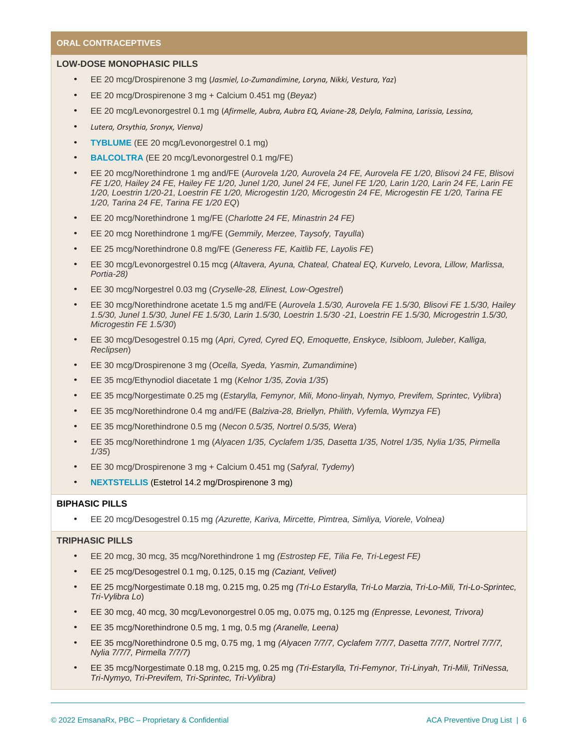## ORAL CONTRACEPTIVES

### LOW-DOSE MONOPHASIC PILLS

- EE 20 mcg/Drospirenone 3 mg (*Jasmiel, Lo-Zumandimine, Loryna, Nikki, Vestura, Yaz*)
- EE 20 mcg/Drospirenone 3 mg + Calcium 0.451 mg (*Beyaz*)
- EE 20 mcg/Levonorgestrel 0.1 mg (*Afirmelle, Aubra, Aubra EQ, Aviane-28, Delyla, Falmina, Larissia, Lessina,*
- *Lutera, Orsythia, Sronyx, Vienva)*
- **TYBLUME** (EE 20 mcg/Levonorgestrel 0.1 mg)
- **BALCOLTRA** (EE 20 mcg/Levonorgestrel 0.1 mg/FE)
- EE 20 mcg/Norethindrone 1 mg and/FE (*Aurovela 1/20, Aurovela 24 FE, Aurovela FE 1/20, Blisovi 24 FE, Blisovi FE 1/20, Hailey 24 FE, Hailey FE 1/20, Junel 1/20, Junel 24 FE, Junel FE 1/20, Larin 1/20, Larin 24 FE, Larin FE 1/20, Loestrin 1/20-21, Loestrin FE 1/20, Microgestin 1/20, Microgestin 24 FE, Microgestin FE 1/20, Tarina FE 1/20, Tarina 24 FE, Tarina FE 1/20 EQ*)
- EE 20 mcg/Norethindrone 1 mg/FE (*Charlotte 24 FE, Minastrin 24 FE)*
- EE 20 mcg Norethindrone 1 mg/FE (*Gemmily, Merzee, Taysofy, Tayulla*)
- EE 25 mcg/Norethindrone 0.8 mg/FE (*Generess FE, Kaitlib FE, Layolis FE*)
- EE 30 mcg/Levonorgestrel 0.15 mcg (*Altavera, Ayuna, Chateal, Chateal EQ, Kurvelo, Levora, Lillow, Marlissa, Portia-28)*
- EE 30 mcg/Norgestrel 0.03 mg (*Cryselle-28, Elinest, Low-Ogestrel*)
- EE 30 mcg/Norethindrone acetate 1.5 mg and/FE (*Aurovela 1.5/30, Aurovela FE 1.5/30, Blisovi FE 1.5/30, Hailey 1.5/30, Junel 1.5/30, Junel FE 1.5/30, Larin 1.5/30, Loestrin 1.5/30 -21, Loestrin FE 1.5/30, Microgestrin 1.5/30, Microgestin FE 1.5/30*)
- EE 30 mcg/Desogestrel 0.15 mg (*Apri, Cyred, Cyred EQ, Emoquette, Enskyce, Isibloom, Juleber, Kalliga, Reclipsen*)
- EE 30 mcg/Drospirenone 3 mg (*Ocella, Syeda, Yasmin, Zumandimine*)
- EE 35 mcg/Ethynodiol diacetate 1 mg (*Kelnor 1/35, Zovia 1/35*)
- EE 35 mcg/Norgestimate 0.25 mg (*Estarylla, Femynor, Mili, Mono-linyah, Nymyo, Previfem, Sprintec, Vylibra*)
- EE 35 mcg/Norethindrone 0.4 mg and/FE (*Balziva-28, Briellyn, Philith, Vyfemla, Wymzya FE*)
- EE 35 mcg/Norethindrone 0.5 mg (*Necon 0.5/35, Nortrel 0.5/35, Wera*)
- EE 35 mcg/Norethindrone 1 mg (*Alyacen 1/35, Cyclafem 1/35, Dasetta 1/35, Notrel 1/35, Nylia 1/35, Pirmella 1/35*)
- EE 30 mcg/Drospirenone 3 mg + Calcium 0.451 mg (*Safyral, Tydemy*)
- **NEXTSTELLIS** (Estetrol 14.2 mg/Drospirenone 3 mg)

### BIPHASIC PILLS

- EE 20 mcg/Desogestrel 0.15 mg *(Azurette, Kariva, Mircette, Pimtrea, Simliya, Viorele, Volnea)*

### TRIPHASIC PILLS

- EE 20 mcg, 30 mcg, 35 mcg/Norethindrone 1 mg *(Estrostep FE, Tilia Fe, Tri-Legest FE)*
- EE 25 mcg/Desogestrel 0.1 mg, 0.125, 0.15 mg *(Caziant, Velivet)*
- EE 25 mcg/Norgestimate 0.18 mg, 0.215 mg, 0.25 mg *(Tri-Lo Estarylla, Tri-Lo Marzia, Tri-Lo-Mili, Tri-Lo-Sprintec, Tri-Vylibra Lo*)
- EE 30 mcg, 40 mcg, 30 mcg/Levonorgestrel 0.05 mg, 0.075 mg, 0.125 mg *(Enpresse, Levonest, Trivora)*
- EE 35 mcg/Norethindrone 0.5 mg, 1 mg, 0.5 mg *(Aranelle, Leena)*
- EE 35 mcg/Norethindrone 0.5 mg, 0.75 mg, 1 mg *(Alyacen 7/7/7, Cyclafem 7/7/7, Dasetta 7/7/7, Nortrel 7/7/7, Nylia 7/7/7, Pirmella 7/7/7)*
- EE 35 mcg/Norgestimate 0.18 mg, 0.215 mg, 0.25 mg *(Tri-Estarylla, Tri-Femynor, Tri-Linyah, Tri-Mili, TriNessa, Tri-Nymyo, Tri-Previfem, Tri-Sprintec, Tri-Vylibra)*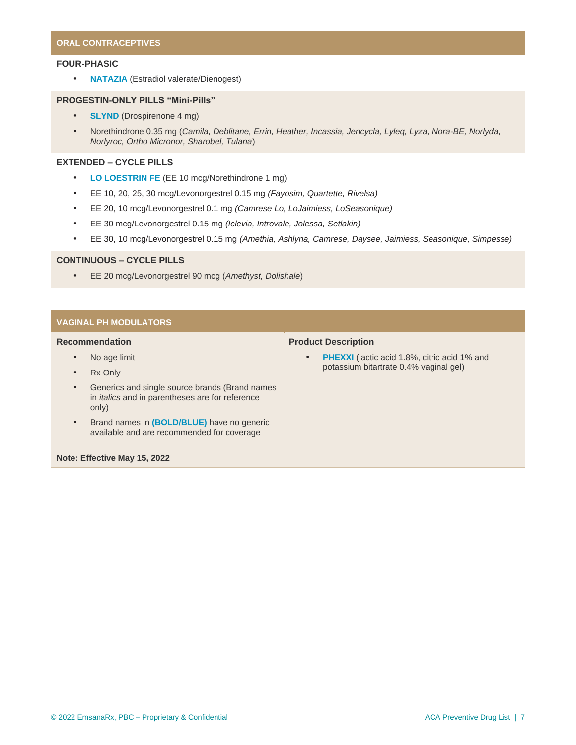## ORAL CONTRACEPTIVES

### FOUR-PHASIC

- **NATAZIA** (Estradiol valerate/Dienogest)

### PROGESTIN-ONLY PILLS "Mini-Pills"

- **SLYND** (Drospirenone 4 mg)
- Norethindrone 0.35 mg (*Camila, Deblitane, Errin, Heather, Incassia, Jencycla, Lyleq, Lyza, Nora-BE, Norlyda, Norlyroc, Ortho Micronor, Sharobel, Tulana*)

### EXTENDED – CYCLE PILLS

- **LO LOESTRIN FE** (EE 10 mcg/Norethindrone 1 mg)
- EE 10, 20, 25, 30 mcg/Levonorgestrel 0.15 mg *(Fayosim, Quartette, Rivelsa)*
- EE 20, 10 mcg/Levonorgestrel 0.1 mg *(Camrese Lo, LoJaimiess, LoSeasonique)*
- EE 30 mcg/Levonorgestrel 0.15 mg *(Iclevia, Introvale, Jolessa, Setlakin)*
- EE 30, 10 mcg/Levonorgestrel 0.15 mg *(Amethia, Ashlyna, Camrese, Daysee, Jaimiess, Seasonique, Simpesse)*

### CONTINUOUS – CYCLE PILLS

- EE 20 mcg/Levonorgestrel 90 mcg (*Amethyst, Dolishale*)

## VAGINAL PH MODULATORS

| Recommendation | Product Description |
|---|---|
| • No age limit<br>• Rx Only<br>• Generics and single source brands (Brand names in *italics* and in parentheses are for reference only)<br>• Brand names in **(BOLD/BLUE)** have no generic available and are recommended for coverage<br><br>**Note: Effective May 15, 2022** | • **PHEXXI** (lactic acid 1.8%, citric acid 1% and potassium bitartrate 0.4% vaginal gel) |